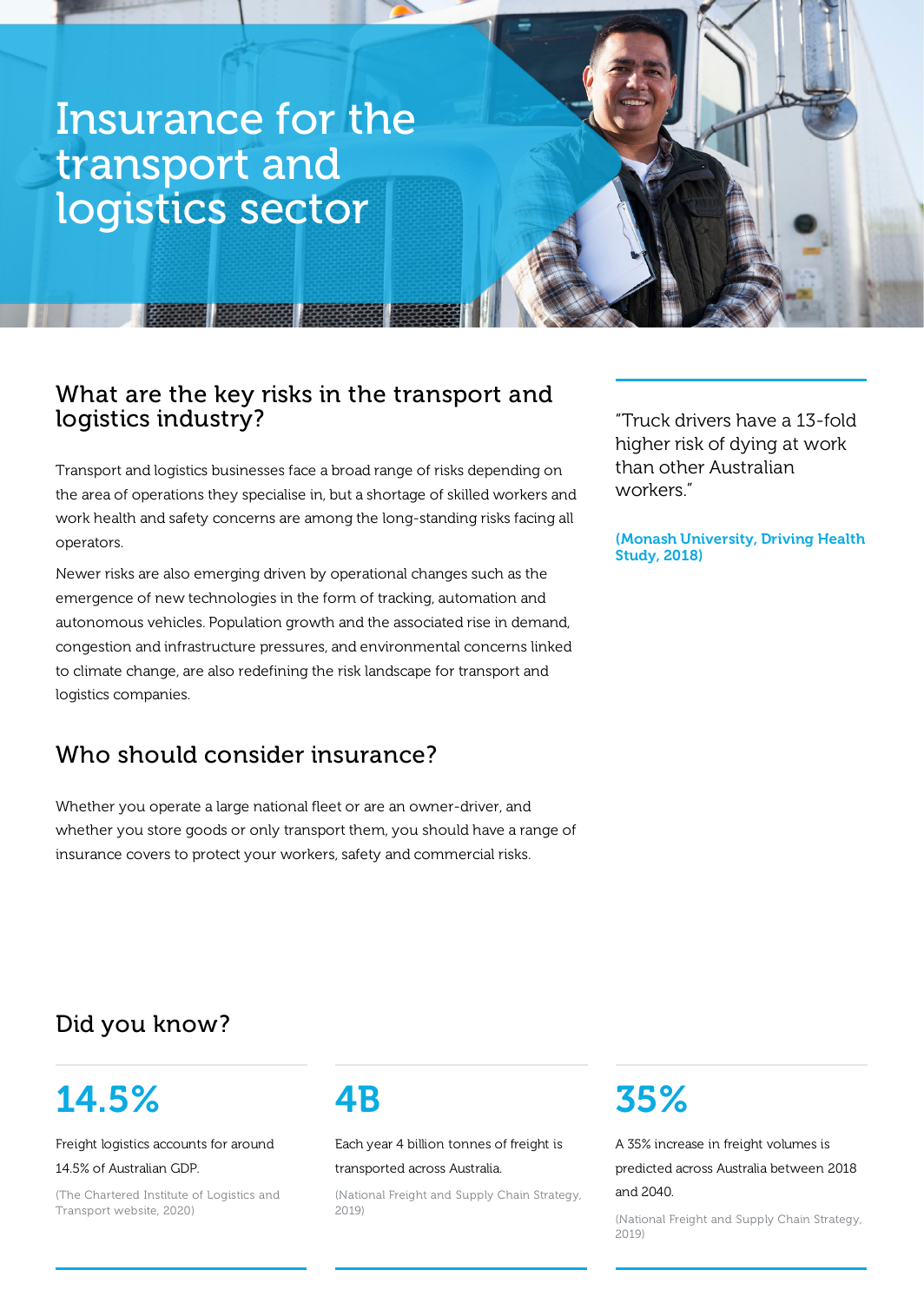# Insurance for the transport and logistics sector

## What are the key risks in the transport and logistics industry?

Transport and logistics businesses face a broad range of risks depending on the area of operations they specialise in, but a shortage of skilled workers and work health and safety concerns are among the long-standing risks facing all operators.

Newer risks are also emerging driven by operational changes such as the emergence of new technologies in the form of tracking, automation and autonomous vehicles. Population growth and the associated rise in demand, congestion and infrastructure pressures, and environmental concerns linked to climate change, are also redefining the risk landscape for transport and logistics companies.

> "Truck drivers have a 13-fold higher risk of dying at work than other Australian workers."
>
> **(Monash University, Driving Health Study, 2018)**

## Who should consider insurance?

Whether you operate a large national fleet or are an owner-driver, and whether you store goods or only transport them, you should have a range of insurance covers to protect your workers, safety and commercial risks.

## Did you know?

### 14.5%

Freight logistics accounts for around 14.5% of Australian GDP.

(The Chartered Institute of Logistics and Transport website, 2020)

### 4B

Each year 4 billion tonnes of freight is transported across Australia.

(National Freight and Supply Chain Strategy, 2019)

### 35%

A 35% increase in freight volumes is predicted across Australia between 2018 and 2040.

(National Freight and Supply Chain Strategy, 2019)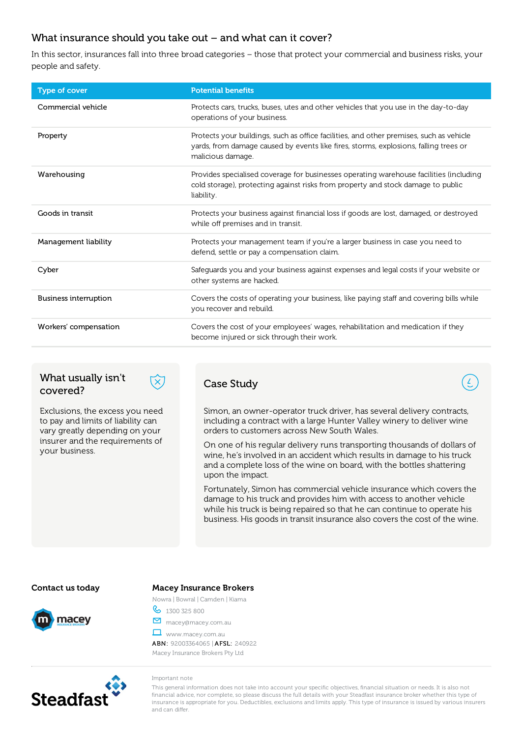## What insurance should you take out – and what can it cover?

In this sector, insurances fall into three broad categories – those that protect your commercial and business risks, your people and safety.

| Type of cover | Potential benefits |
|---|---|
| Commercial vehicle | Protects cars, trucks, buses, utes and other vehicles that you use in the day-to-day operations of your business. |
| Property | Protects your buildings, such as office facilities, and other premises, such as vehicle yards, from damage caused by events like fires, storms, explosions, falling trees or malicious damage. |
| Warehousing | Provides specialised coverage for businesses operating warehouse facilities (including cold storage), protecting against risks from property and stock damage to public liability. |
| Goods in transit | Protects your business against financial loss if goods are lost, damaged, or destroyed while off premises and in transit. |
| Management liability | Protects your management team if you're a larger business in case you need to defend, settle or pay a compensation claim. |
| Cyber | Safeguards you and your business against expenses and legal costs if your website or other systems are hacked. |
| Business interruption | Covers the costs of operating your business, like paying staff and covering bills while you recover and rebuild. |
| Workers' compensation | Covers the cost of your employees' wages, rehabilitation and medication if they become injured or sick through their work. |

### What usually isn't covered?

Exclusions, the excess you need to pay and limits of liability can vary greatly depending on your insurer and the requirements of your business.

### Case Study

Simon, an owner-operator truck driver, has several delivery contracts, including a contract with a large Hunter Valley winery to deliver wine orders to customers across New South Wales.

On one of his regular delivery runs transporting thousands of dollars of wine, he's involved in an accident which results in damage to his truck and a complete loss of the wine on board, with the bottles shattering upon the impact.

Fortunately, Simon has commercial vehicle insurance which covers the damage to his truck and provides him with access to another vehicle while his truck is being repaired so that he can continue to operate his business. His goods in transit insurance also covers the cost of the wine.

**Contact us today**

**Macey Insurance Brokers**

Nowra | Bowral | Camden | Kiama

1300 325 800

macey@macey.com.au

www.macey.com.au

**ABN:** 92003364065 | **AFSL:** 240922

Macey Insurance Brokers Pty Ltd

Important note

This general information does not take into account your specific objectives, financial situation or needs. It is also not financial advice, nor complete, so please discuss the full details with your Steadfast insurance broker whether this type of insurance is appropriate for you. Deductibles, exclusions and limits apply. This type of insurance is issued by various insurers and can differ.